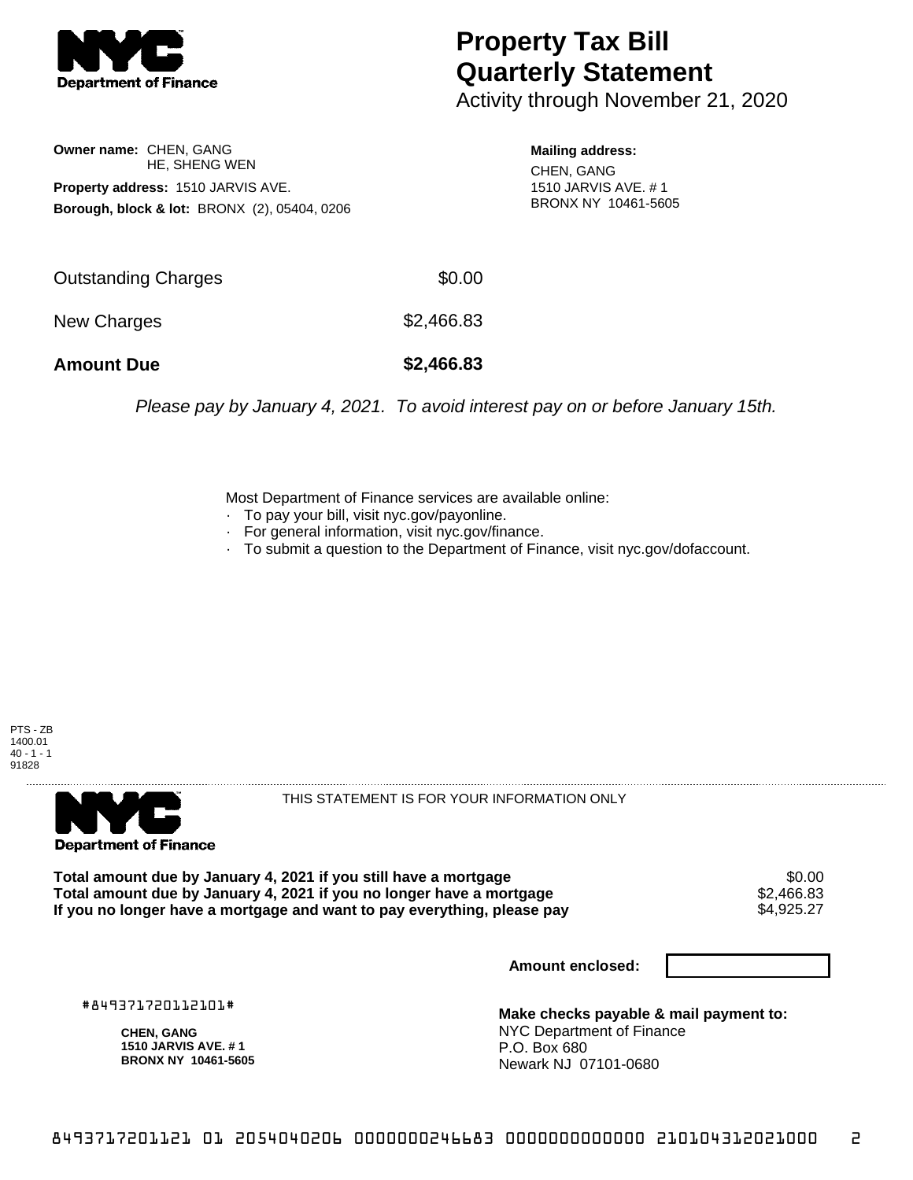# Property Tax Bill Quarterly Statement

Activity through November 21, 2020

**Owner name:** CHEN, GANG
HE, SHENG WEN

**Property address:** 1510 JARVIS AVE.

**Borough, block & lot:** BRONX (2), 05404, 0206

**Mailing address:**
CHEN, GANG
1510 JARVIS AVE. # 1
BRONX NY 10461-5605

| | |
|---|---|
| Outstanding Charges | $0.00 |
| New Charges | $2,466.83 |
| **Amount Due** | **$2,466.83** |

*Please pay by January 4, 2021. To avoid interest pay on or before January 15th.*

Most Department of Finance services are available online:
- To pay your bill, visit nyc.gov/payonline.
- For general information, visit nyc.gov/finance.
- To submit a question to the Department of Finance, visit nyc.gov/dofaccount.

PTS - ZB
1400.01
40 - 1 - 1
91828

THIS STATEMENT IS FOR YOUR INFORMATION ONLY

| | |
|---|---|
| **Total amount due by January 4, 2021 if you still have a mortgage** | $0.00 |
| **Total amount due by January 4, 2021 if you no longer have a mortgage** | $2,466.83 |
| **If you no longer have a mortgage and want to pay everything, please pay** | $4,925.27 |

**Amount enclosed:**

#849371720112101#

**CHEN, GANG**
**1510 JARVIS AVE. # 1**
**BRONX NY 10461-5605**

**Make checks payable & mail payment to:**
NYC Department of Finance
P.O. Box 680
Newark NJ 07101-0680

8493717201121 01 2054040206 0000000246683 0000000000000 210104312021000 2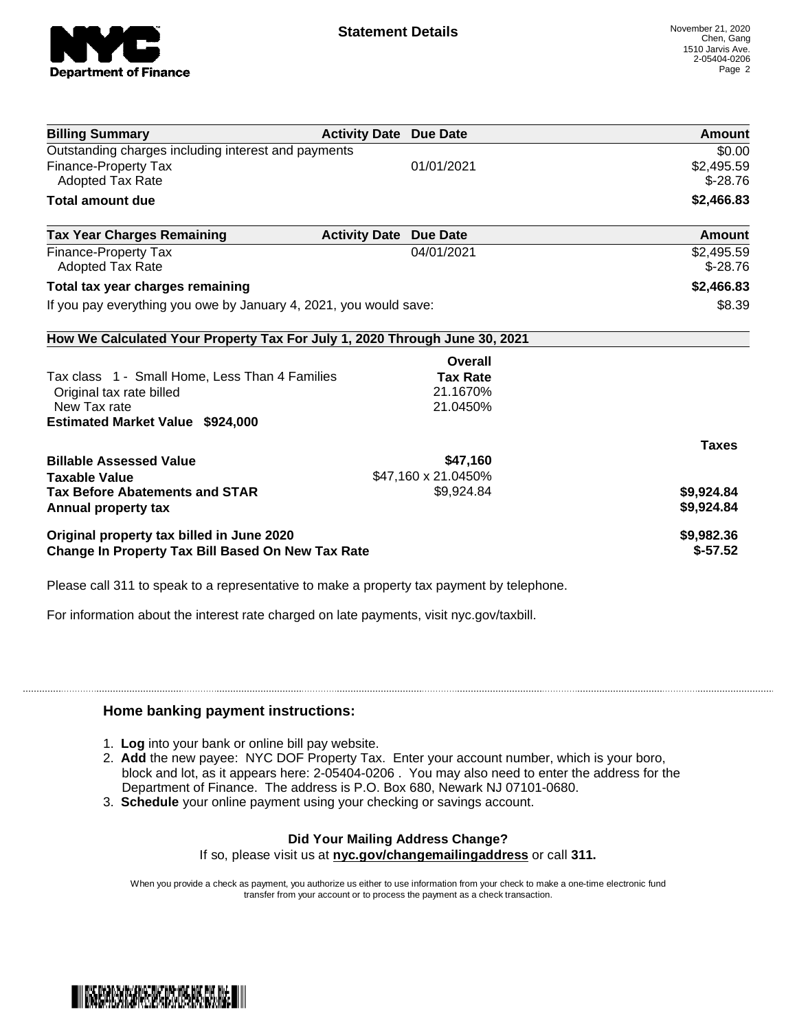# Statement Details

November 21, 2020
Chen, Gang
1510 Jarvis Ave.
2-05404-0206

| Billing Summary | Activity Date | Due Date | Amount |
| --- | --- | --- | --- |
| Outstanding charges including interest and payments | | | $0.00 |
| Finance-Property Tax | | 01/01/2021 | $2,495.59 |
| Adopted Tax Rate | | | $-28.76 |
| **Total amount due** | | | **$2,466.83** |

| Tax Year Charges Remaining | Activity Date | Due Date | Amount |
| --- | --- | --- | --- |
| Finance-Property Tax | | 04/01/2021 | $2,495.59 |
| Adopted Tax Rate | | | $-28.76 |
| **Total tax year charges remaining** | | | **$2,466.83** |
| If you pay everything you owe by January 4, 2021, you would save: | | | $8.39 |

## How We Calculated Your Property Tax For July 1, 2020 Through June 30, 2021

| | Overall Tax Rate | |
| --- | --- | --- |
| Tax class 1 - Small Home, Less Than 4 Families | | |
| Original tax rate billed | 21.1670% | |
| New Tax rate | 21.0450% | |
| **Estimated Market Value $924,000** | | |
| | | **Taxes** |
| **Billable Assessed Value** | **$47,160** | |
| **Taxable Value** | $47,160 x 21.0450% | |
| **Tax Before Abatements and STAR** | $9,924.84 | **$9,924.84** |
| **Annual property tax** | | **$9,924.84** |
| **Original property tax billed in June 2020** | | **$9,982.36** |
| **Change In Property Tax Bill Based On New Tax Rate** | | **$-57.52** |

Please call 311 to speak to a representative to make a property tax payment by telephone.

For information about the interest rate charged on late payments, visit nyc.gov/taxbill.

### Home banking payment instructions:

1. **Log** into your bank or online bill pay website.
2. **Add** the new payee: NYC DOF Property Tax. Enter your account number, which is your boro, block and lot, as it appears here: 2-05404-0206 . You may also need to enter the address for the Department of Finance. The address is P.O. Box 680, Newark NJ 07101-0680.
3. **Schedule** your online payment using your checking or savings account.

**Did Your Mailing Address Change?**

If so, please visit us at **nyc.gov/changemailingaddress** or call **311.**

When you provide a check as payment, you authorize us either to use information from your check to make a one-time electronic fund transfer from your account or to process the payment as a check transaction.